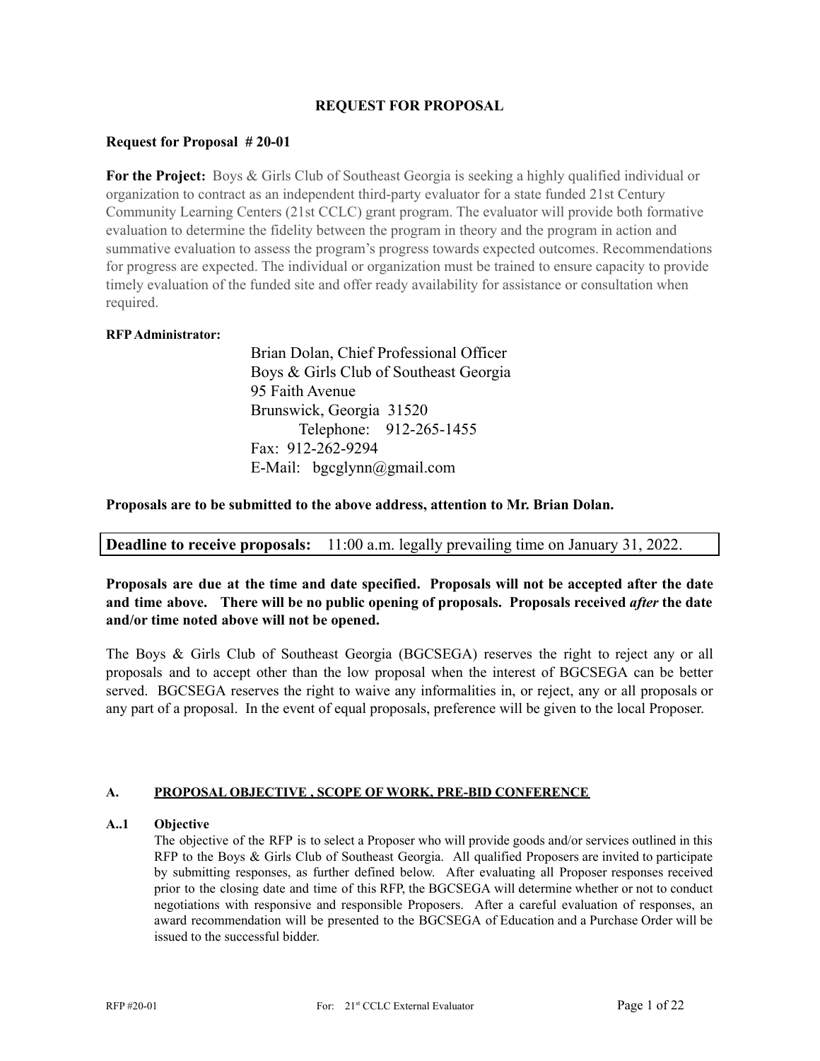# REQUEST FOR PROPOSAL

**Request for Proposal # 20-01**

**For the Project:** Boys & Girls Club of Southeast Georgia is seeking a highly qualified individual or organization to contract as an independent third-party evaluator for a state funded 21st Century Community Learning Centers (21st CCLC) grant program. The evaluator will provide both formative evaluation to determine the fidelity between the program in theory and the program in action and summative evaluation to assess the program's progress towards expected outcomes. Recommendations for progress are expected. The individual or organization must be trained to ensure capacity to provide timely evaluation of the funded site and offer ready availability for assistance or consultation when required.

**RFP Administrator:**

Brian Dolan, Chief Professional Officer
Boys & Girls Club of Southeast Georgia
95 Faith Avenue
Brunswick, Georgia 31520
Telephone: 912-265-1455
Fax: 912-262-9294
E-Mail: bgcglynn@gmail.com

**Proposals are to be submitted to the above address, attention to Mr. Brian Dolan.**

**Deadline to receive proposals:** 11:00 a.m. legally prevailing time on January 31, 2022.

**Proposals are due at the time and date specified. Proposals will not be accepted after the date and time above. There will be no public opening of proposals. Proposals received *after* the date and/or time noted above will not be opened.**

The Boys & Girls Club of Southeast Georgia (BGCSEGA) reserves the right to reject any or all proposals and to accept other than the low proposal when the interest of BGCSEGA can be better served. BGCSEGA reserves the right to waive any informalities in, or reject, any or all proposals or any part of a proposal. In the event of equal proposals, preference will be given to the local Proposer.

## A. PROPOSAL OBJECTIVE , SCOPE OF WORK, PRE-BID CONFERENCE

### A..1 Objective

The objective of the RFP is to select a Proposer who will provide goods and/or services outlined in this RFP to the Boys & Girls Club of Southeast Georgia. All qualified Proposers are invited to participate by submitting responses, as further defined below. After evaluating all Proposer responses received prior to the closing date and time of this RFP, the BGCSEGA will determine whether or not to conduct negotiations with responsive and responsible Proposers. After a careful evaluation of responses, an award recommendation will be presented to the BGCSEGA of Education and a Purchase Order will be issued to the successful bidder.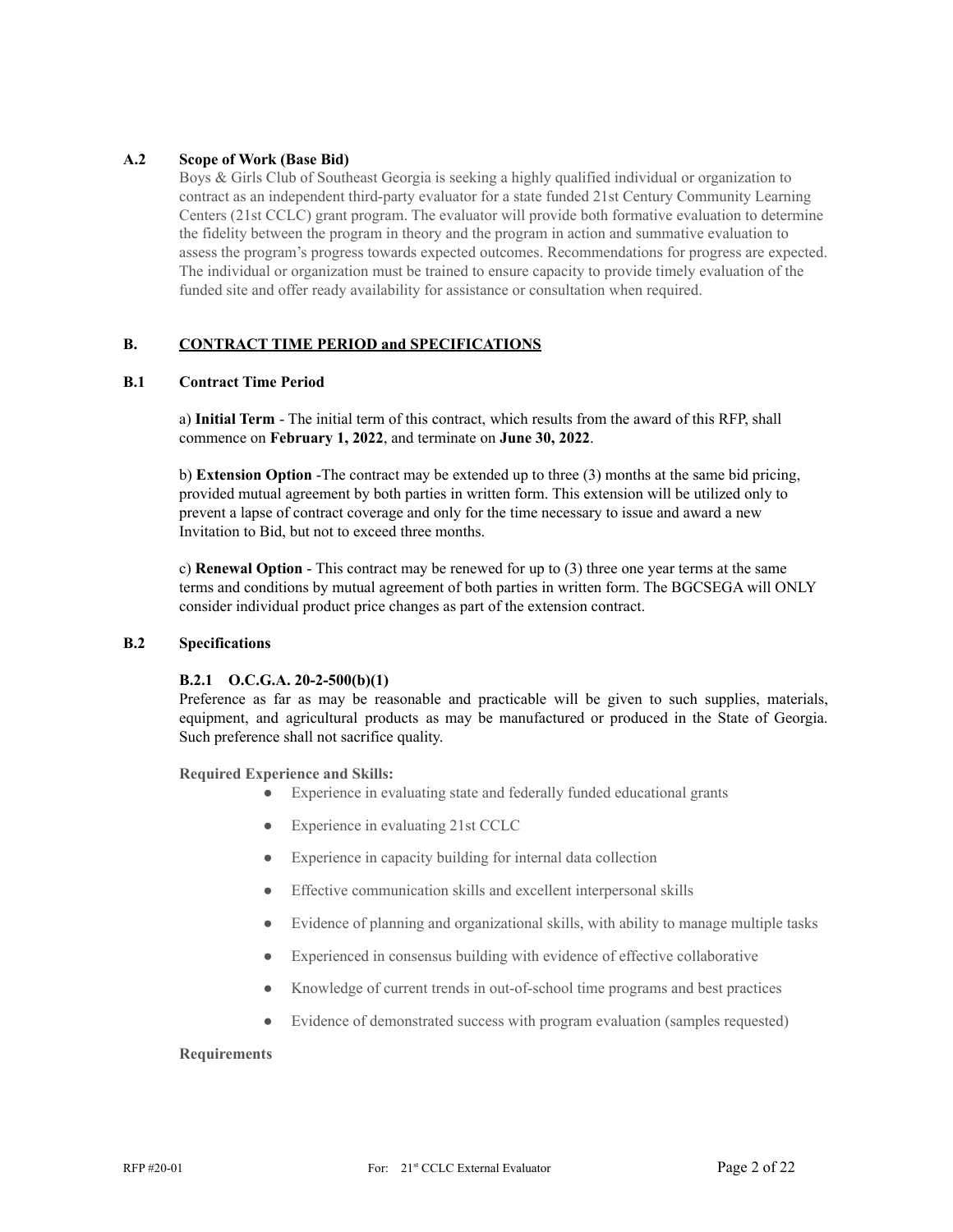### A.2 Scope of Work (Base Bid)

Boys & Girls Club of Southeast Georgia is seeking a highly qualified individual or organization to contract as an independent third-party evaluator for a state funded 21st Century Community Learning Centers (21st CCLC) grant program. The evaluator will provide both formative evaluation to determine the fidelity between the program in theory and the program in action and summative evaluation to assess the program's progress towards expected outcomes. Recommendations for progress are expected. The individual or organization must be trained to ensure capacity to provide timely evaluation of the funded site and offer ready availability for assistance or consultation when required.

## B. <u>CONTRACT TIME PERIOD and SPECIFICATIONS</u>

### B.1 Contract Time Period

a) **Initial Term** - The initial term of this contract, which results from the award of this RFP, shall commence on **February 1, 2022**, and terminate on **June 30, 2022**.

b) **Extension Option** -The contract may be extended up to three (3) months at the same bid pricing, provided mutual agreement by both parties in written form. This extension will be utilized only to prevent a lapse of contract coverage and only for the time necessary to issue and award a new Invitation to Bid, but not to exceed three months.

c) **Renewal Option** - This contract may be renewed for up to (3) three one year terms at the same terms and conditions by mutual agreement of both parties in written form. The BGCSEGA will ONLY consider individual product price changes as part of the extension contract.

### B.2 Specifications

#### B.2.1 O.C.G.A. 20-2-500(b)(1)

Preference as far as may be reasonable and practicable will be given to such supplies, materials, equipment, and agricultural products as may be manufactured or produced in the State of Georgia. Such preference shall not sacrifice quality.

**Required Experience and Skills:**

- Experience in evaluating state and federally funded educational grants
- Experience in evaluating 21st CCLC
- Experience in capacity building for internal data collection
- Effective communication skills and excellent interpersonal skills
- Evidence of planning and organizational skills, with ability to manage multiple tasks
- Experienced in consensus building with evidence of effective collaborative
- Knowledge of current trends in out-of-school time programs and best practices
- Evidence of demonstrated success with program evaluation (samples requested)

**Requirements**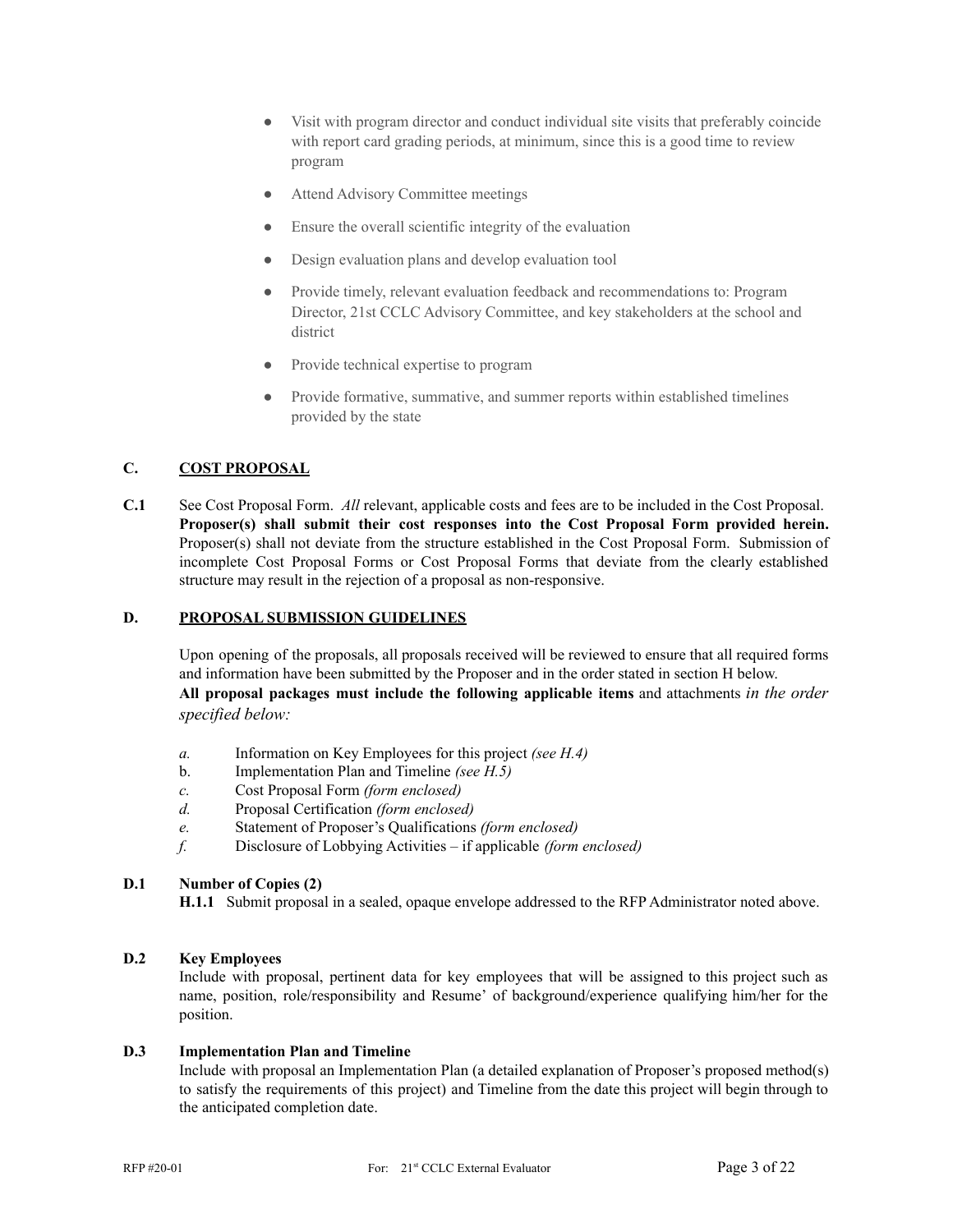- Visit with program director and conduct individual site visits that preferably coincide with report card grading periods, at minimum, since this is a good time to review program
- Attend Advisory Committee meetings
- Ensure the overall scientific integrity of the evaluation
- Design evaluation plans and develop evaluation tool
- Provide timely, relevant evaluation feedback and recommendations to: Program Director, 21st CCLC Advisory Committee, and key stakeholders at the school and district
- Provide technical expertise to program
- Provide formative, summative, and summer reports within established timelines provided by the state

## C. COST PROPOSAL

**C.1** See Cost Proposal Form. *All* relevant, applicable costs and fees are to be included in the Cost Proposal. **Proposer(s) shall submit their cost responses into the Cost Proposal Form provided herein.** Proposer(s) shall not deviate from the structure established in the Cost Proposal Form. Submission of incomplete Cost Proposal Forms or Cost Proposal Forms that deviate from the clearly established structure may result in the rejection of a proposal as non-responsive.

## D. PROPOSAL SUBMISSION GUIDELINES

Upon opening of the proposals, all proposals received will be reviewed to ensure that all required forms and information have been submitted by the Proposer and in the order stated in section H below.
**All proposal packages must include the following applicable items** and attachments *in the order specified below:*

*a.* Information on Key Employees for this project *(see H.4)*
b. Implementation Plan and Timeline *(see H.5)*
*c.* Cost Proposal Form *(form enclosed)*
*d.* Proposal Certification *(form enclosed)*
*e.* Statement of Proposer's Qualifications *(form enclosed)*
*f.* Disclosure of Lobbying Activities – if applicable *(form enclosed)*

**D.1 Number of Copies (2)**

**H.1.1** Submit proposal in a sealed, opaque envelope addressed to the RFP Administrator noted above.

**D.2 Key Employees**

Include with proposal, pertinent data for key employees that will be assigned to this project such as name, position, role/responsibility and Resume' of background/experience qualifying him/her for the position.

**D.3 Implementation Plan and Timeline**

Include with proposal an Implementation Plan (a detailed explanation of Proposer's proposed method(s) to satisfy the requirements of this project) and Timeline from the date this project will begin through to the anticipated completion date.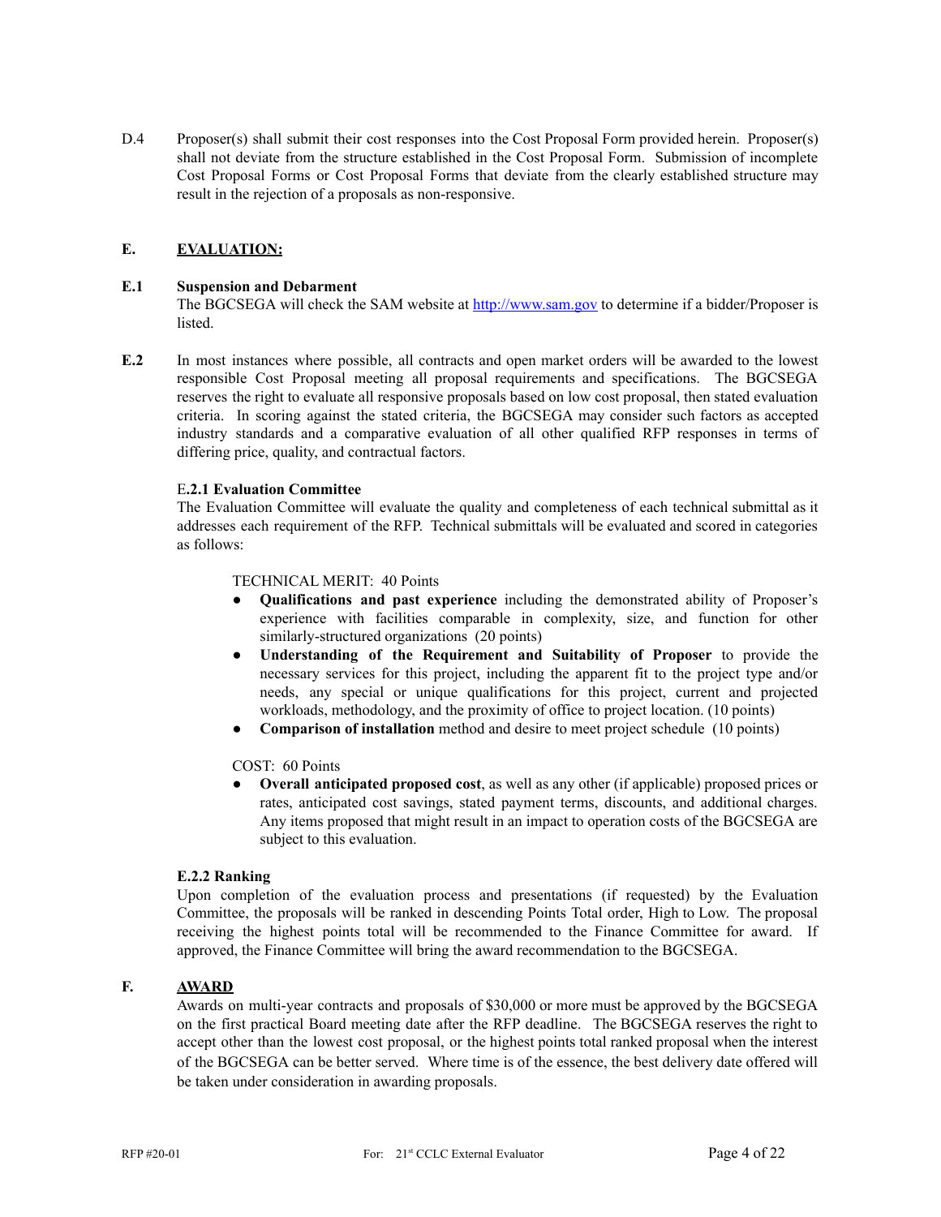D.4 Proposer(s) shall submit their cost responses into the Cost Proposal Form provided herein. Proposer(s) shall not deviate from the structure established in the Cost Proposal Form. Submission of incomplete Cost Proposal Forms or Cost Proposal Forms that deviate from the clearly established structure may result in the rejection of a proposals as non-responsive.

## E. EVALUATION:

### E.1 Suspension and Debarment

The BGCSEGA will check the SAM website at http://www.sam.gov to determine if a bidder/Proposer is listed.

**E.2** In most instances where possible, all contracts and open market orders will be awarded to the lowest responsible Cost Proposal meeting all proposal requirements and specifications. The BGCSEGA reserves the right to evaluate all responsive proposals based on low cost proposal, then stated evaluation criteria. In scoring against the stated criteria, the BGCSEGA may consider such factors as accepted industry standards and a comparative evaluation of all other qualified RFP responses in terms of differing price, quality, and contractual factors.

**E.2.1 Evaluation Committee**

The Evaluation Committee will evaluate the quality and completeness of each technical submittal as it addresses each requirement of the RFP. Technical submittals will be evaluated and scored in categories as follows:

TECHNICAL MERIT: 40 Points

- **Qualifications and past experience** including the demonstrated ability of Proposer's experience with facilities comparable in complexity, size, and function for other similarly-structured organizations (20 points)
- **Understanding of the Requirement and Suitability of Proposer** to provide the necessary services for this project, including the apparent fit to the project type and/or needs, any special or unique qualifications for this project, current and projected workloads, methodology, and the proximity of office to project location. (10 points)
- **Comparison of installation** method and desire to meet project schedule (10 points)

COST: 60 Points

- **Overall anticipated proposed cost**, as well as any other (if applicable) proposed prices or rates, anticipated cost savings, stated payment terms, discounts, and additional charges. Any items proposed that might result in an impact to operation costs of the BGCSEGA are subject to this evaluation.

**E.2.2 Ranking**

Upon completion of the evaluation process and presentations (if requested) by the Evaluation Committee, the proposals will be ranked in descending Points Total order, High to Low. The proposal receiving the highest points total will be recommended to the Finance Committee for award. If approved, the Finance Committee will bring the award recommendation to the BGCSEGA.

## F. AWARD

Awards on multi-year contracts and proposals of $30,000 or more must be approved by the BGCSEGA on the first practical Board meeting date after the RFP deadline. The BGCSEGA reserves the right to accept other than the lowest cost proposal, or the highest points total ranked proposal when the interest of the BGCSEGA can be better served. Where time is of the essence, the best delivery date offered will be taken under consideration in awarding proposals.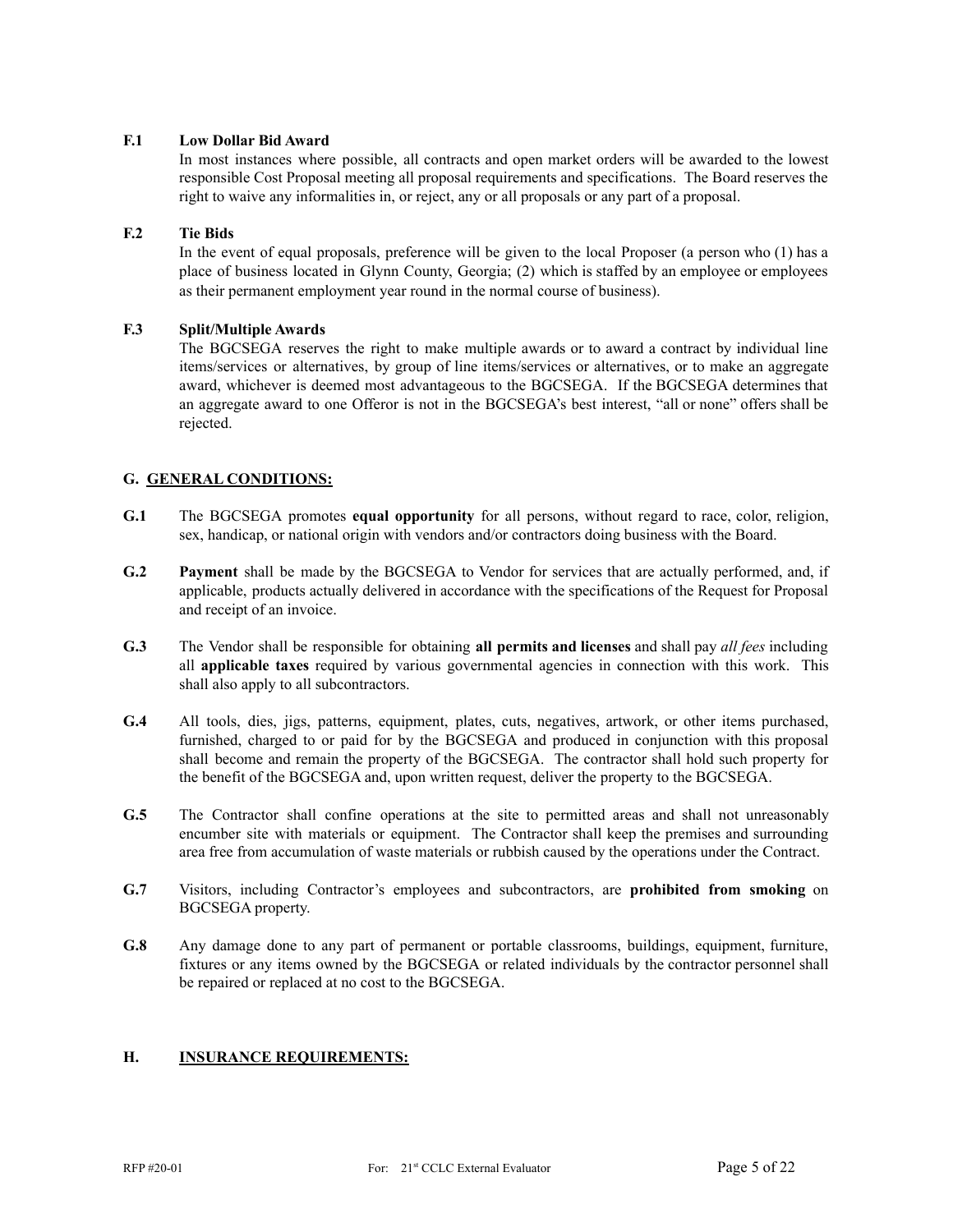**F.1 Low Dollar Bid Award**

In most instances where possible, all contracts and open market orders will be awarded to the lowest responsible Cost Proposal meeting all proposal requirements and specifications. The Board reserves the right to waive any informalities in, or reject, any or all proposals or any part of a proposal.

**F.2 Tie Bids**

In the event of equal proposals, preference will be given to the local Proposer (a person who (1) has a place of business located in Glynn County, Georgia; (2) which is staffed by an employee or employees as their permanent employment year round in the normal course of business).

**F.3 Split/Multiple Awards**

The BGCSEGA reserves the right to make multiple awards or to award a contract by individual line items/services or alternatives, by group of line items/services or alternatives, or to make an aggregate award, whichever is deemed most advantageous to the BGCSEGA. If the BGCSEGA determines that an aggregate award to one Offeror is not in the BGCSEGA's best interest, "all or none" offers shall be rejected.

## G. GENERAL CONDITIONS:

**G.1** The BGCSEGA promotes **equal opportunity** for all persons, without regard to race, color, religion, sex, handicap, or national origin with vendors and/or contractors doing business with the Board.

**G.2** **Payment** shall be made by the BGCSEGA to Vendor for services that are actually performed, and, if applicable, products actually delivered in accordance with the specifications of the Request for Proposal and receipt of an invoice.

**G.3** The Vendor shall be responsible for obtaining **all permits and licenses** and shall pay *all fees* including all **applicable taxes** required by various governmental agencies in connection with this work. This shall also apply to all subcontractors.

**G.4** All tools, dies, jigs, patterns, equipment, plates, cuts, negatives, artwork, or other items purchased, furnished, charged to or paid for by the BGCSEGA and produced in conjunction with this proposal shall become and remain the property of the BGCSEGA. The contractor shall hold such property for the benefit of the BGCSEGA and, upon written request, deliver the property to the BGCSEGA.

**G.5** The Contractor shall confine operations at the site to permitted areas and shall not unreasonably encumber site with materials or equipment. The Contractor shall keep the premises and surrounding area free from accumulation of waste materials or rubbish caused by the operations under the Contract.

**G.7** Visitors, including Contractor's employees and subcontractors, are **prohibited from smoking** on BGCSEGA property.

**G.8** Any damage done to any part of permanent or portable classrooms, buildings, equipment, furniture, fixtures or any items owned by the BGCSEGA or related individuals by the contractor personnel shall be repaired or replaced at no cost to the BGCSEGA.

## H. INSURANCE REQUIREMENTS: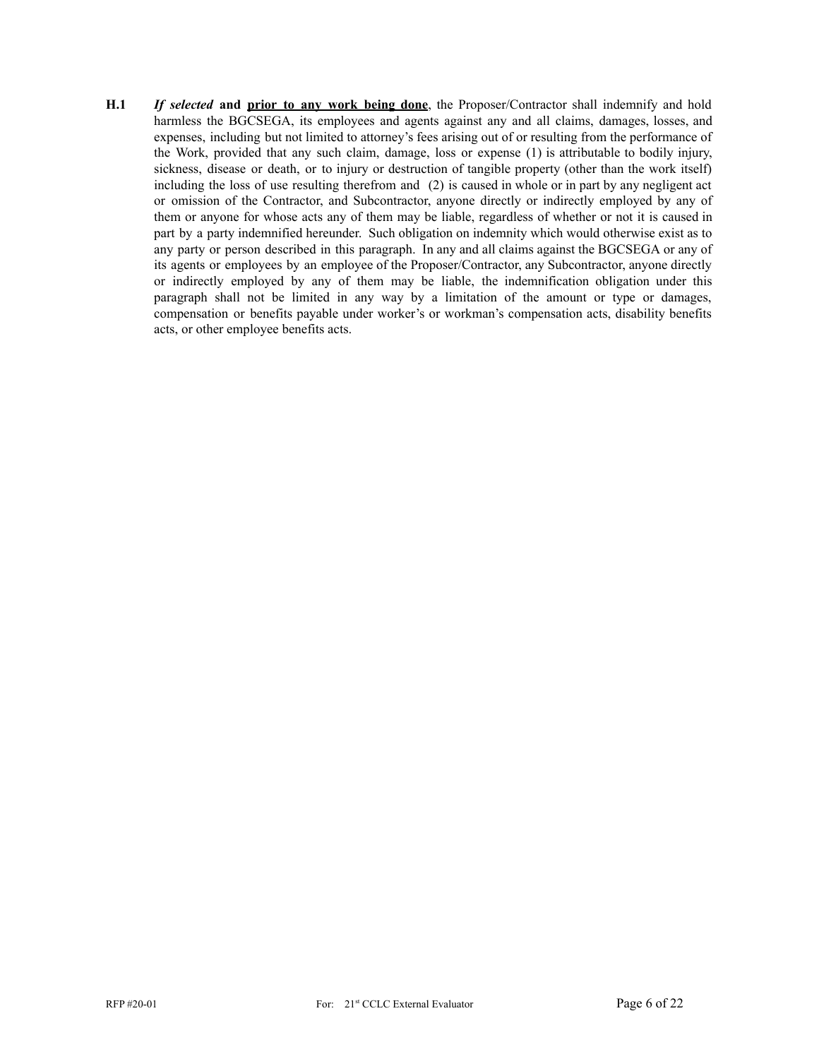**H.1** ***If selected*** **and** **<u>prior to any work being done</u>**, the Proposer/Contractor shall indemnify and hold harmless the BGCSEGA, its employees and agents against any and all claims, damages, losses, and expenses, including but not limited to attorney's fees arising out of or resulting from the performance of the Work, provided that any such claim, damage, loss or expense (1) is attributable to bodily injury, sickness, disease or death, or to injury or destruction of tangible property (other than the work itself) including the loss of use resulting therefrom and (2) is caused in whole or in part by any negligent act or omission of the Contractor, and Subcontractor, anyone directly or indirectly employed by any of them or anyone for whose acts any of them may be liable, regardless of whether or not it is caused in part by a party indemnified hereunder. Such obligation on indemnity which would otherwise exist as to any party or person described in this paragraph. In any and all claims against the BGCSEGA or any of its agents or employees by an employee of the Proposer/Contractor, any Subcontractor, anyone directly or indirectly employed by any of them may be liable, the indemnification obligation under this paragraph shall not be limited in any way by a limitation of the amount or type or damages, compensation or benefits payable under worker's or workman's compensation acts, disability benefits acts, or other employee benefits acts.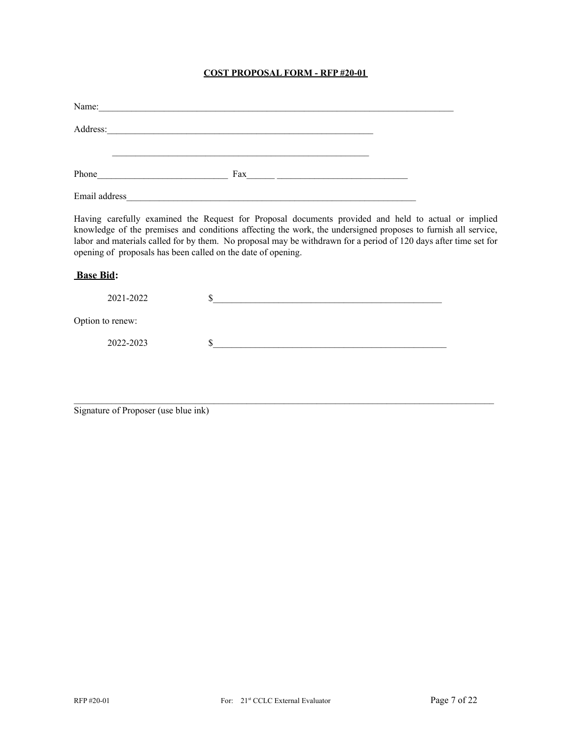**COST PROPOSAL FORM - RFP #20-01**

Name:_______________________________________________________________________________

Address:____________________________________________________________

____________________________________________________________

Phone_____________________________ Fax______ _____________________________

Email address__________________________________________________________________

Having carefully examined the Request for Proposal documents provided and held to actual or implied knowledge of the premises and conditions affecting the work, the undersigned proposes to furnish all service, labor and materials called for by them. No proposal may be withdrawn for a period of 120 days after time set for opening of proposals has been called on the date of opening.

**Base Bid:**

2021-2022 $___________________________________________________

Option to renew:

2022-2023 $___________________________________________________

_______________________________________________________________________________________________

Signature of Proposer (use blue ink)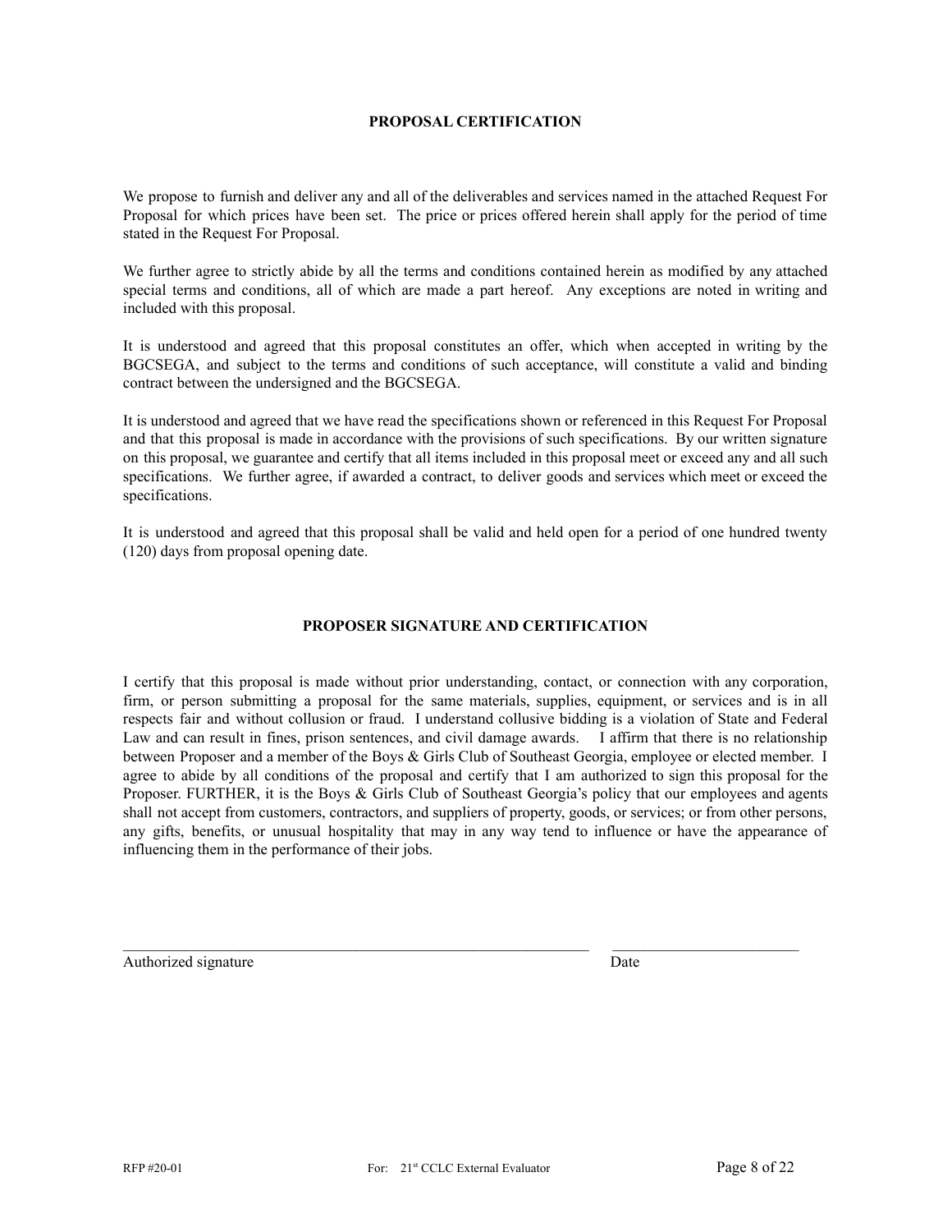## PROPOSAL CERTIFICATION

We propose to furnish and deliver any and all of the deliverables and services named in the attached Request For Proposal for which prices have been set. The price or prices offered herein shall apply for the period of time stated in the Request For Proposal.

We further agree to strictly abide by all the terms and conditions contained herein as modified by any attached special terms and conditions, all of which are made a part hereof. Any exceptions are noted in writing and included with this proposal.

It is understood and agreed that this proposal constitutes an offer, which when accepted in writing by the BGCSEGA, and subject to the terms and conditions of such acceptance, will constitute a valid and binding contract between the undersigned and the BGCSEGA.

It is understood and agreed that we have read the specifications shown or referenced in this Request For Proposal and that this proposal is made in accordance with the provisions of such specifications. By our written signature on this proposal, we guarantee and certify that all items included in this proposal meet or exceed any and all such specifications. We further agree, if awarded a contract, to deliver goods and services which meet or exceed the specifications.

It is understood and agreed that this proposal shall be valid and held open for a period of one hundred twenty (120) days from proposal opening date.

## PROPOSER SIGNATURE AND CERTIFICATION

I certify that this proposal is made without prior understanding, contact, or connection with any corporation, firm, or person submitting a proposal for the same materials, supplies, equipment, or services and is in all respects fair and without collusion or fraud. I understand collusive bidding is a violation of State and Federal Law and can result in fines, prison sentences, and civil damage awards. I affirm that there is no relationship between Proposer and a member of the Boys & Girls Club of Southeast Georgia, employee or elected member. I agree to abide by all conditions of the proposal and certify that I am authorized to sign this proposal for the Proposer. FURTHER, it is the Boys & Girls Club of Southeast Georgia's policy that our employees and agents shall not accept from customers, contractors, and suppliers of property, goods, or services; or from other persons, any gifts, benefits, or unusual hospitality that may in any way tend to influence or have the appearance of influencing them in the performance of their jobs.

_______________________________________________ &nbsp;&nbsp;&nbsp; ____________________

Authorized signature &nbsp;&nbsp;&nbsp;&nbsp;&nbsp;&nbsp;&nbsp;&nbsp;&nbsp;&nbsp;&nbsp;&nbsp;&nbsp;&nbsp;&nbsp;&nbsp;&nbsp;&nbsp;&nbsp;&nbsp;&nbsp;&nbsp;&nbsp;&nbsp;&nbsp;&nbsp;&nbsp;&nbsp;&nbsp;&nbsp;&nbsp;&nbsp;&nbsp;&nbsp;&nbsp;&nbsp;&nbsp;&nbsp;&nbsp;&nbsp; Date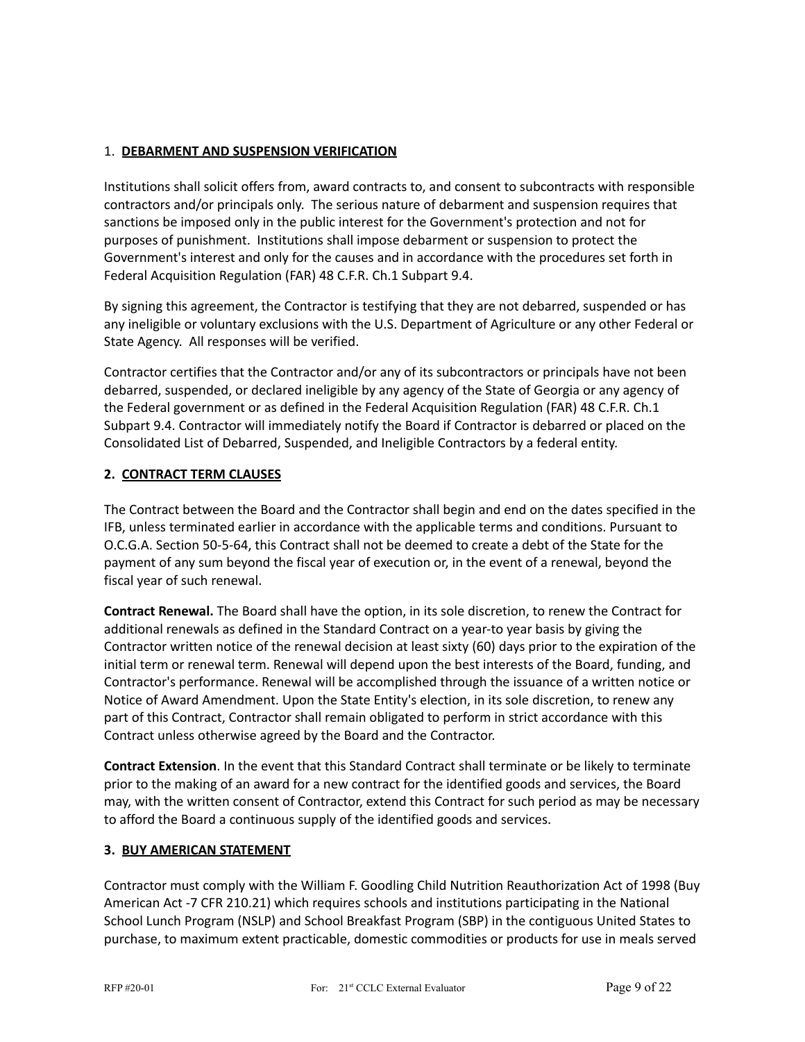## 1. DEBARMENT AND SUSPENSION VERIFICATION

Institutions shall solicit offers from, award contracts to, and consent to subcontracts with responsible contractors and/or principals only. The serious nature of debarment and suspension requires that sanctions be imposed only in the public interest for the Government's protection and not for purposes of punishment. Institutions shall impose debarment or suspension to protect the Government's interest and only for the causes and in accordance with the procedures set forth in Federal Acquisition Regulation (FAR) 48 C.F.R. Ch.1 Subpart 9.4.

By signing this agreement, the Contractor is testifying that they are not debarred, suspended or has any ineligible or voluntary exclusions with the U.S. Department of Agriculture or any other Federal or State Agency. All responses will be verified.

Contractor certifies that the Contractor and/or any of its subcontractors or principals have not been debarred, suspended, or declared ineligible by any agency of the State of Georgia or any agency of the Federal government or as defined in the Federal Acquisition Regulation (FAR) 48 C.F.R. Ch.1 Subpart 9.4. Contractor will immediately notify the Board if Contractor is debarred or placed on the Consolidated List of Debarred, Suspended, and Ineligible Contractors by a federal entity.

## 2. CONTRACT TERM CLAUSES

The Contract between the Board and the Contractor shall begin and end on the dates specified in the IFB, unless terminated earlier in accordance with the applicable terms and conditions. Pursuant to O.C.G.A. Section 50-5-64, this Contract shall not be deemed to create a debt of the State for the payment of any sum beyond the fiscal year of execution or, in the event of a renewal, beyond the fiscal year of such renewal.

**Contract Renewal.** The Board shall have the option, in its sole discretion, to renew the Contract for additional renewals as defined in the Standard Contract on a year-to year basis by giving the Contractor written notice of the renewal decision at least sixty (60) days prior to the expiration of the initial term or renewal term. Renewal will depend upon the best interests of the Board, funding, and Contractor's performance. Renewal will be accomplished through the issuance of a written notice or Notice of Award Amendment. Upon the State Entity's election, in its sole discretion, to renew any part of this Contract, Contractor shall remain obligated to perform in strict accordance with this Contract unless otherwise agreed by the Board and the Contractor.

**Contract Extension**. In the event that this Standard Contract shall terminate or be likely to terminate prior to the making of an award for a new contract for the identified goods and services, the Board may, with the written consent of Contractor, extend this Contract for such period as may be necessary to afford the Board a continuous supply of the identified goods and services.

## 3. BUY AMERICAN STATEMENT

Contractor must comply with the William F. Goodling Child Nutrition Reauthorization Act of 1998 (Buy American Act -7 CFR 210.21) which requires schools and institutions participating in the National School Lunch Program (NSLP) and School Breakfast Program (SBP) in the contiguous United States to purchase, to maximum extent practicable, domestic commodities or products for use in meals served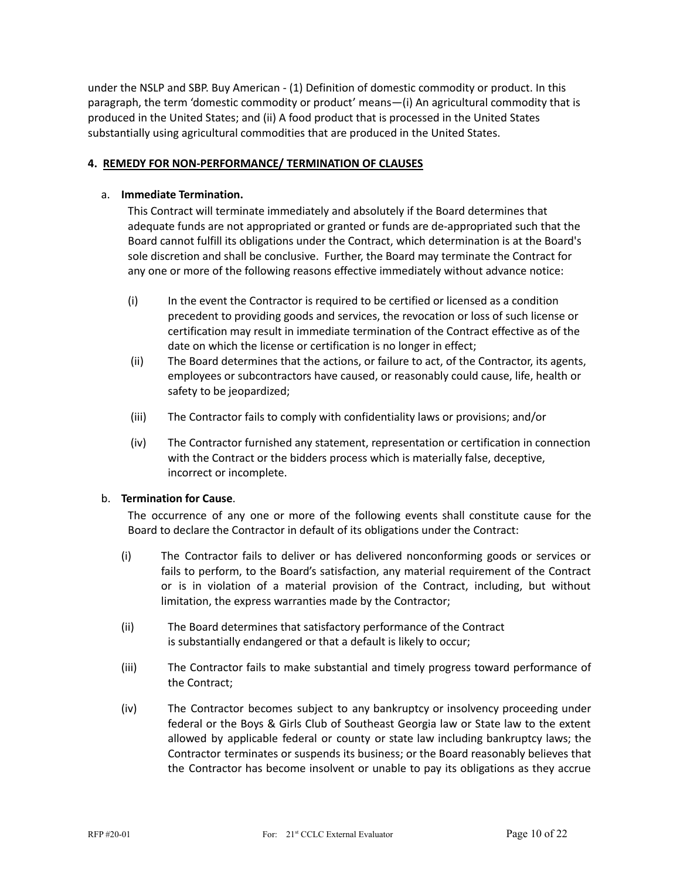under the NSLP and SBP. Buy American - (1) Definition of domestic commodity or product. In this paragraph, the term 'domestic commodity or product' means—(i) An agricultural commodity that is produced in the United States; and (ii) A food product that is processed in the United States substantially using agricultural commodities that are produced in the United States.

### 4. REMEDY FOR NON-PERFORMANCE/ TERMINATION OF CLAUSES

a. **Immediate Termination.**

This Contract will terminate immediately and absolutely if the Board determines that adequate funds are not appropriated or granted or funds are de-appropriated such that the Board cannot fulfill its obligations under the Contract, which determination is at the Board's sole discretion and shall be conclusive. Further, the Board may terminate the Contract for any one or more of the following reasons effective immediately without advance notice:

(i) In the event the Contractor is required to be certified or licensed as a condition precedent to providing goods and services, the revocation or loss of such license or certification may result in immediate termination of the Contract effective as of the date on which the license or certification is no longer in effect;

(ii) The Board determines that the actions, or failure to act, of the Contractor, its agents, employees or subcontractors have caused, or reasonably could cause, life, health or safety to be jeopardized;

(iii) The Contractor fails to comply with confidentiality laws or provisions; and/or

(iv) The Contractor furnished any statement, representation or certification in connection with the Contract or the bidders process which is materially false, deceptive, incorrect or incomplete.

b. **Termination for Cause**.

The occurrence of any one or more of the following events shall constitute cause for the Board to declare the Contractor in default of its obligations under the Contract:

(i) The Contractor fails to deliver or has delivered nonconforming goods or services or fails to perform, to the Board's satisfaction, any material requirement of the Contract or is in violation of a material provision of the Contract, including, but without limitation, the express warranties made by the Contractor;

(ii) The Board determines that satisfactory performance of the Contract is substantially endangered or that a default is likely to occur;

(iii) The Contractor fails to make substantial and timely progress toward performance of the Contract;

(iv) The Contractor becomes subject to any bankruptcy or insolvency proceeding under federal or the Boys & Girls Club of Southeast Georgia law or State law to the extent allowed by applicable federal or county or state law including bankruptcy laws; the Contractor terminates or suspends its business; or the Board reasonably believes that the Contractor has become insolvent or unable to pay its obligations as they accrue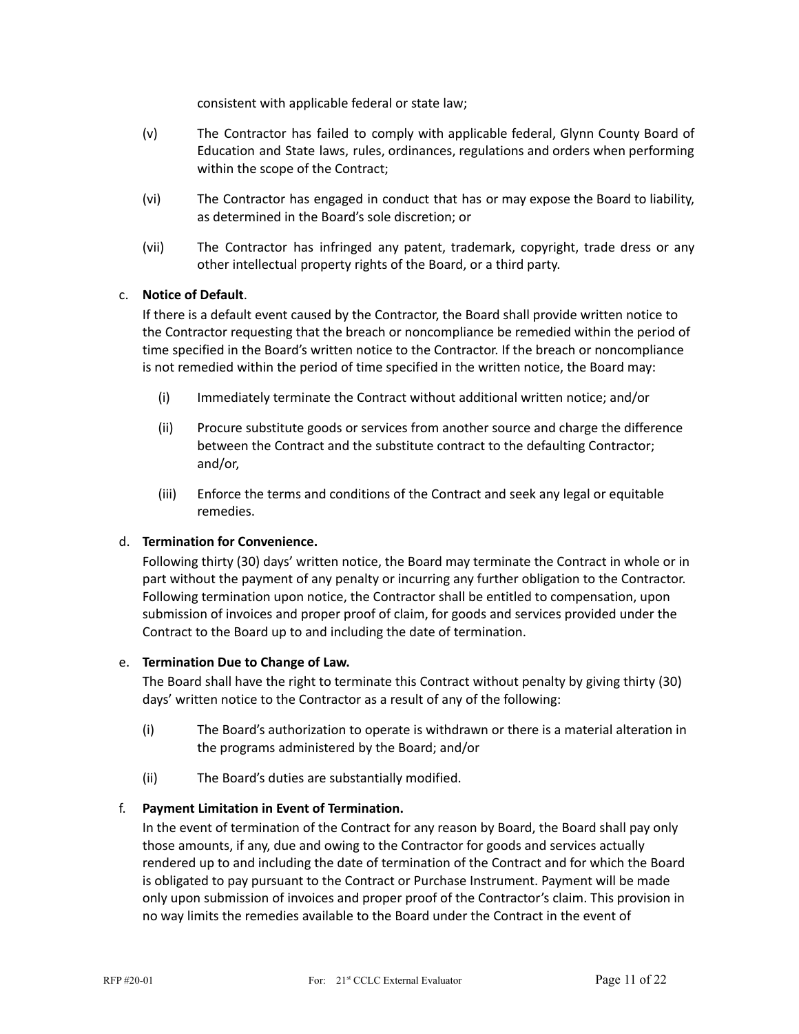consistent with applicable federal or state law;

(v) The Contractor has failed to comply with applicable federal, Glynn County Board of Education and State laws, rules, ordinances, regulations and orders when performing within the scope of the Contract;

(vi) The Contractor has engaged in conduct that has or may expose the Board to liability, as determined in the Board's sole discretion; or

(vii) The Contractor has infringed any patent, trademark, copyright, trade dress or any other intellectual property rights of the Board, or a third party.

c. **Notice of Default**.
If there is a default event caused by the Contractor, the Board shall provide written notice to the Contractor requesting that the breach or noncompliance be remedied within the period of time specified in the Board's written notice to the Contractor. If the breach or noncompliance is not remedied within the period of time specified in the written notice, the Board may:

(i) Immediately terminate the Contract without additional written notice; and/or

(ii) Procure substitute goods or services from another source and charge the difference between the Contract and the substitute contract to the defaulting Contractor; and/or,

(iii) Enforce the terms and conditions of the Contract and seek any legal or equitable remedies.

d. **Termination for Convenience.**
Following thirty (30) days' written notice, the Board may terminate the Contract in whole or in part without the payment of any penalty or incurring any further obligation to the Contractor. Following termination upon notice, the Contractor shall be entitled to compensation, upon submission of invoices and proper proof of claim, for goods and services provided under the Contract to the Board up to and including the date of termination.

e. **Termination Due to Change of Law.**
The Board shall have the right to terminate this Contract without penalty by giving thirty (30) days' written notice to the Contractor as a result of any of the following:

(i) The Board's authorization to operate is withdrawn or there is a material alteration in the programs administered by the Board; and/or

(ii) The Board's duties are substantially modified.

f. **Payment Limitation in Event of Termination.**
In the event of termination of the Contract for any reason by Board, the Board shall pay only those amounts, if any, due and owing to the Contractor for goods and services actually rendered up to and including the date of termination of the Contract and for which the Board is obligated to pay pursuant to the Contract or Purchase Instrument. Payment will be made only upon submission of invoices and proper proof of the Contractor's claim. This provision in no way limits the remedies available to the Board under the Contract in the event of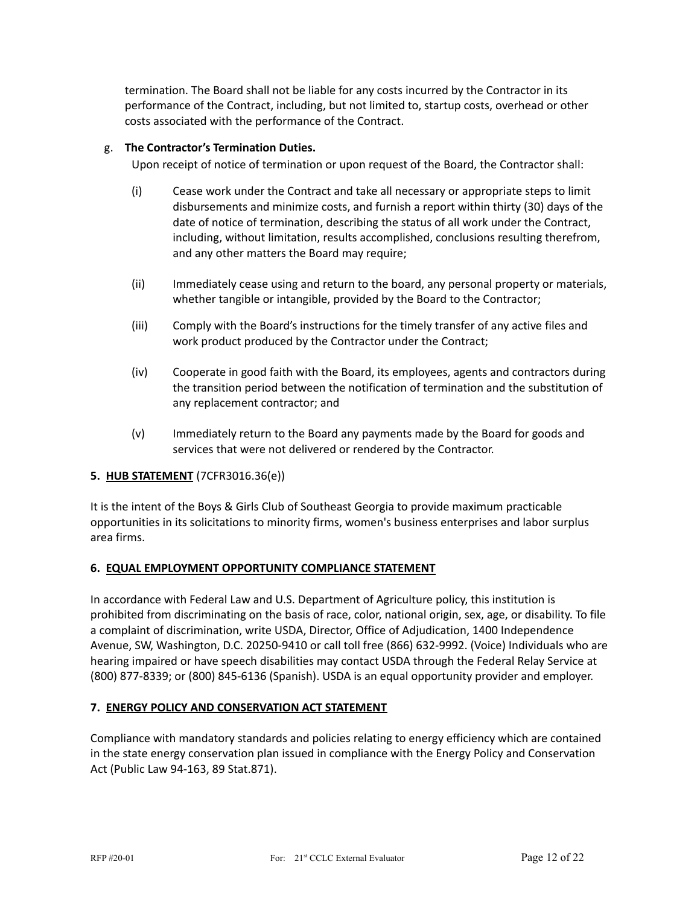termination. The Board shall not be liable for any costs incurred by the Contractor in its performance of the Contract, including, but not limited to, startup costs, overhead or other costs associated with the performance of the Contract.

g. **The Contractor's Termination Duties.**
Upon receipt of notice of termination or upon request of the Board, the Contractor shall:

(i) Cease work under the Contract and take all necessary or appropriate steps to limit disbursements and minimize costs, and furnish a report within thirty (30) days of the date of notice of termination, describing the status of all work under the Contract, including, without limitation, results accomplished, conclusions resulting therefrom, and any other matters the Board may require;

(ii) Immediately cease using and return to the board, any personal property or materials, whether tangible or intangible, provided by the Board to the Contractor;

(iii) Comply with the Board's instructions for the timely transfer of any active files and work product produced by the Contractor under the Contract;

(iv) Cooperate in good faith with the Board, its employees, agents and contractors during the transition period between the notification of termination and the substitution of any replacement contractor; and

(v) Immediately return to the Board any payments made by the Board for goods and services that were not delivered or rendered by the Contractor.

**5. HUB STATEMENT** (7CFR3016.36(e))

It is the intent of the Boys & Girls Club of Southeast Georgia to provide maximum practicable opportunities in its solicitations to minority firms, women's business enterprises and labor surplus area firms.

**6. EQUAL EMPLOYMENT OPPORTUNITY COMPLIANCE STATEMENT**

In accordance with Federal Law and U.S. Department of Agriculture policy, this institution is prohibited from discriminating on the basis of race, color, national origin, sex, age, or disability. To file a complaint of discrimination, write USDA, Director, Office of Adjudication, 1400 Independence Avenue, SW, Washington, D.C. 20250-9410 or call toll free (866) 632-9992. (Voice) Individuals who are hearing impaired or have speech disabilities may contact USDA through the Federal Relay Service at (800) 877-8339; or (800) 845-6136 (Spanish). USDA is an equal opportunity provider and employer.

**7. ENERGY POLICY AND CONSERVATION ACT STATEMENT**

Compliance with mandatory standards and policies relating to energy efficiency which are contained in the state energy conservation plan issued in compliance with the Energy Policy and Conservation Act (Public Law 94-163, 89 Stat.871).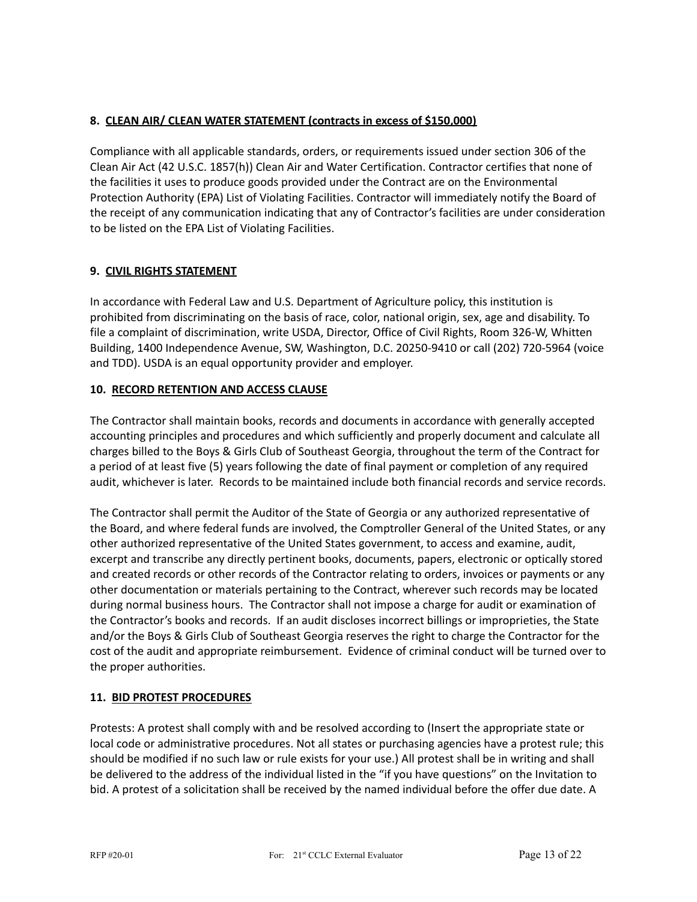**8. <u>CLEAN AIR/ CLEAN WATER STATEMENT (contracts in excess of $150,000)</u>**

Compliance with all applicable standards, orders, or requirements issued under section 306 of the Clean Air Act (42 U.S.C. 1857(h)) Clean Air and Water Certification. Contractor certifies that none of the facilities it uses to produce goods provided under the Contract are on the Environmental Protection Authority (EPA) List of Violating Facilities. Contractor will immediately notify the Board of the receipt of any communication indicating that any of Contractor's facilities are under consideration to be listed on the EPA List of Violating Facilities.

**9. <u>CIVIL RIGHTS STATEMENT</u>**

In accordance with Federal Law and U.S. Department of Agriculture policy, this institution is prohibited from discriminating on the basis of race, color, national origin, sex, age and disability. To file a complaint of discrimination, write USDA, Director, Office of Civil Rights, Room 326-W, Whitten Building, 1400 Independence Avenue, SW, Washington, D.C. 20250-9410 or call (202) 720-5964 (voice and TDD). USDA is an equal opportunity provider and employer.

**10. <u>RECORD RETENTION AND ACCESS CLAUSE</u>**

The Contractor shall maintain books, records and documents in accordance with generally accepted accounting principles and procedures and which sufficiently and properly document and calculate all charges billed to the Boys & Girls Club of Southeast Georgia, throughout the term of the Contract for a period of at least five (5) years following the date of final payment or completion of any required audit, whichever is later. Records to be maintained include both financial records and service records.

The Contractor shall permit the Auditor of the State of Georgia or any authorized representative of the Board, and where federal funds are involved, the Comptroller General of the United States, or any other authorized representative of the United States government, to access and examine, audit, excerpt and transcribe any directly pertinent books, documents, papers, electronic or optically stored and created records or other records of the Contractor relating to orders, invoices or payments or any other documentation or materials pertaining to the Contract, wherever such records may be located during normal business hours. The Contractor shall not impose a charge for audit or examination of the Contractor's books and records. If an audit discloses incorrect billings or improprieties, the State and/or the Boys & Girls Club of Southeast Georgia reserves the right to charge the Contractor for the cost of the audit and appropriate reimbursement. Evidence of criminal conduct will be turned over to the proper authorities.

**11. <u>BID PROTEST PROCEDURES</u>**

Protests: A protest shall comply with and be resolved according to (Insert the appropriate state or local code or administrative procedures. Not all states or purchasing agencies have a protest rule; this should be modified if no such law or rule exists for your use.) All protest shall be in writing and shall be delivered to the address of the individual listed in the "if you have questions" on the Invitation to bid. A protest of a solicitation shall be received by the named individual before the offer due date. A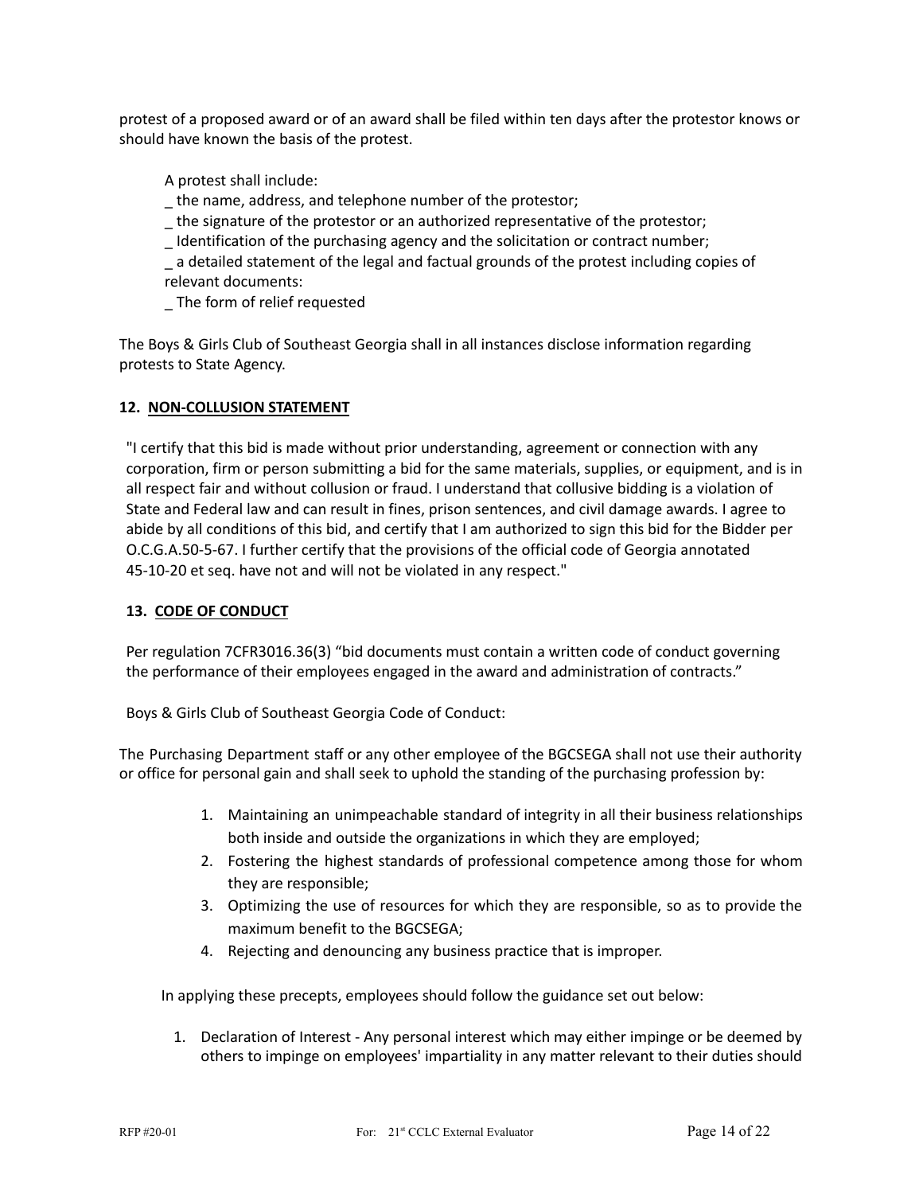protest of a proposed award or of an award shall be filed within ten days after the protestor knows or should have known the basis of the protest.

A protest shall include:

_ the name, address, and telephone number of the protestor;
_ the signature of the protestor or an authorized representative of the protestor;
_ Identification of the purchasing agency and the solicitation or contract number;
_ a detailed statement of the legal and factual grounds of the protest including copies of relevant documents:
_ The form of relief requested

The Boys & Girls Club of Southeast Georgia shall in all instances disclose information regarding protests to State Agency.

**12. NON-COLLUSION STATEMENT**

"I certify that this bid is made without prior understanding, agreement or connection with any corporation, firm or person submitting a bid for the same materials, supplies, or equipment, and is in all respect fair and without collusion or fraud. I understand that collusive bidding is a violation of State and Federal law and can result in fines, prison sentences, and civil damage awards. I agree to abide by all conditions of this bid, and certify that I am authorized to sign this bid for the Bidder per O.C.G.A.50-5-67. I further certify that the provisions of the official code of Georgia annotated 45-10-20 et seq. have not and will not be violated in any respect."

**13. CODE OF CONDUCT**

Per regulation 7CFR3016.36(3) "bid documents must contain a written code of conduct governing the performance of their employees engaged in the award and administration of contracts."

Boys & Girls Club of Southeast Georgia Code of Conduct:

The Purchasing Department staff or any other employee of the BGCSEGA shall not use their authority or office for personal gain and shall seek to uphold the standing of the purchasing profession by:

1. Maintaining an unimpeachable standard of integrity in all their business relationships both inside and outside the organizations in which they are employed;
2. Fostering the highest standards of professional competence among those for whom they are responsible;
3. Optimizing the use of resources for which they are responsible, so as to provide the maximum benefit to the BGCSEGA;
4. Rejecting and denouncing any business practice that is improper.

In applying these precepts, employees should follow the guidance set out below:

1. Declaration of Interest - Any personal interest which may either impinge or be deemed by others to impinge on employees' impartiality in any matter relevant to their duties should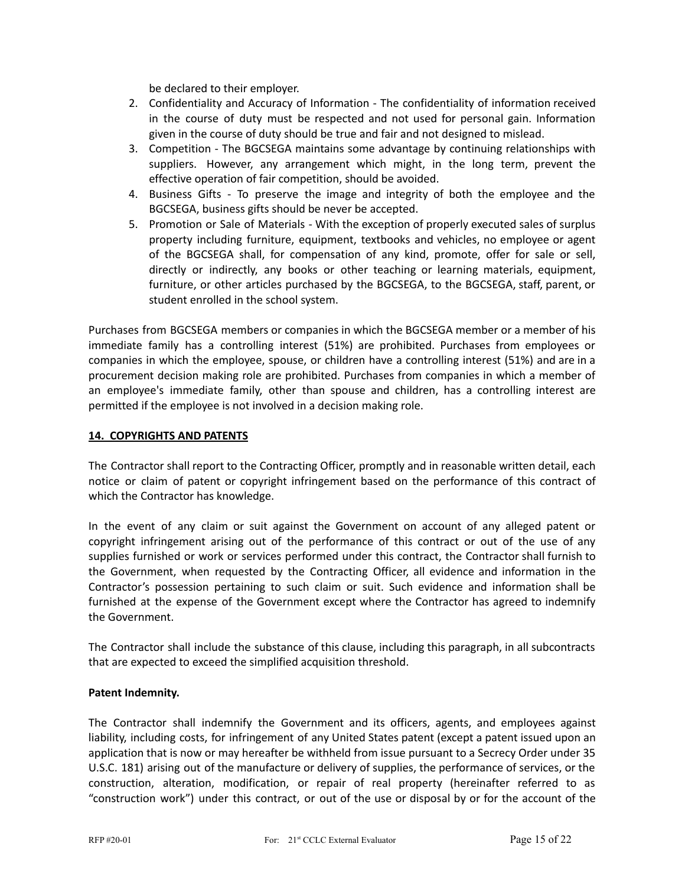be declared to their employer.

2. Confidentiality and Accuracy of Information - The confidentiality of information received in the course of duty must be respected and not used for personal gain. Information given in the course of duty should be true and fair and not designed to mislead.
3. Competition - The BGCSEGA maintains some advantage by continuing relationships with suppliers. However, any arrangement which might, in the long term, prevent the effective operation of fair competition, should be avoided.
4. Business Gifts - To preserve the image and integrity of both the employee and the BGCSEGA, business gifts should be never be accepted.
5. Promotion or Sale of Materials - With the exception of properly executed sales of surplus property including furniture, equipment, textbooks and vehicles, no employee or agent of the BGCSEGA shall, for compensation of any kind, promote, offer for sale or sell, directly or indirectly, any books or other teaching or learning materials, equipment, furniture, or other articles purchased by the BGCSEGA, to the BGCSEGA, staff, parent, or student enrolled in the school system.

Purchases from BGCSEGA members or companies in which the BGCSEGA member or a member of his immediate family has a controlling interest (51%) are prohibited. Purchases from employees or companies in which the employee, spouse, or children have a controlling interest (51%) and are in a procurement decision making role are prohibited. Purchases from companies in which a member of an employee's immediate family, other than spouse and children, has a controlling interest are permitted if the employee is not involved in a decision making role.

## 14. COPYRIGHTS AND PATENTS

The Contractor shall report to the Contracting Officer, promptly and in reasonable written detail, each notice or claim of patent or copyright infringement based on the performance of this contract of which the Contractor has knowledge.

In the event of any claim or suit against the Government on account of any alleged patent or copyright infringement arising out of the performance of this contract or out of the use of any supplies furnished or work or services performed under this contract, the Contractor shall furnish to the Government, when requested by the Contracting Officer, all evidence and information in the Contractor's possession pertaining to such claim or suit. Such evidence and information shall be furnished at the expense of the Government except where the Contractor has agreed to indemnify the Government.

The Contractor shall include the substance of this clause, including this paragraph, in all subcontracts that are expected to exceed the simplified acquisition threshold.

**Patent Indemnity.**

The Contractor shall indemnify the Government and its officers, agents, and employees against liability, including costs, for infringement of any United States patent (except a patent issued upon an application that is now or may hereafter be withheld from issue pursuant to a Secrecy Order under 35 U.S.C. 181) arising out of the manufacture or delivery of supplies, the performance of services, or the construction, alteration, modification, or repair of real property (hereinafter referred to as "construction work") under this contract, or out of the use or disposal by or for the account of the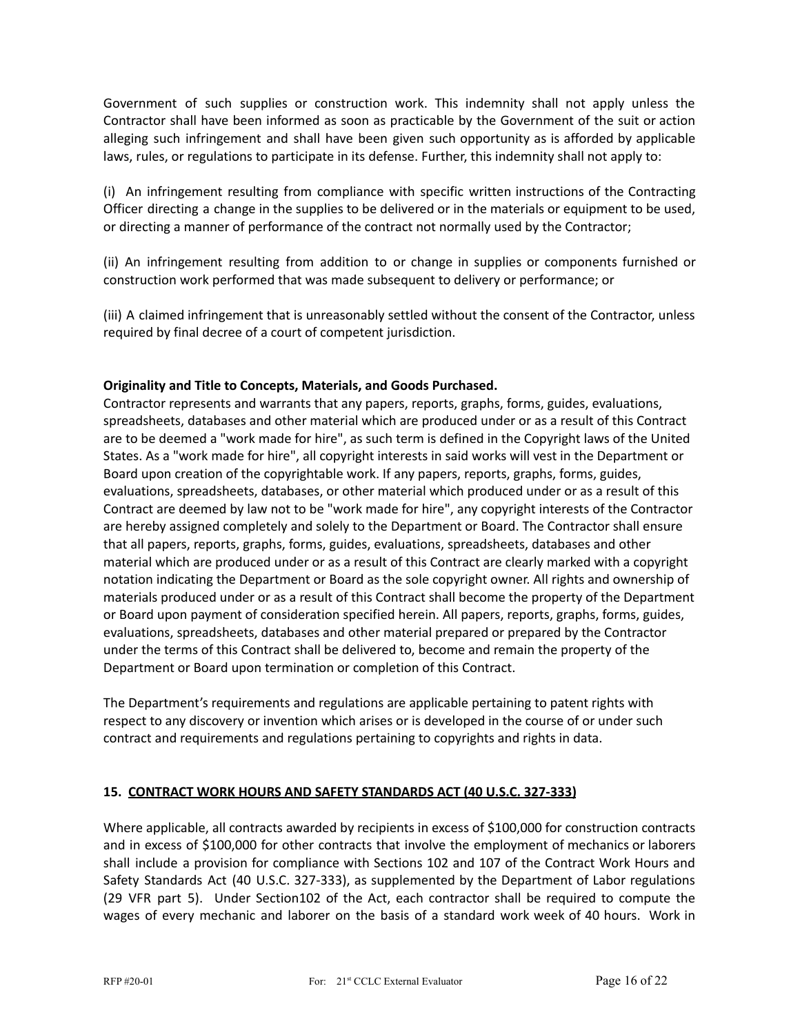Government of such supplies or construction work. This indemnity shall not apply unless the Contractor shall have been informed as soon as practicable by the Government of the suit or action alleging such infringement and shall have been given such opportunity as is afforded by applicable laws, rules, or regulations to participate in its defense. Further, this indemnity shall not apply to:

(i) An infringement resulting from compliance with specific written instructions of the Contracting Officer directing a change in the supplies to be delivered or in the materials or equipment to be used, or directing a manner of performance of the contract not normally used by the Contractor;

(ii) An infringement resulting from addition to or change in supplies or components furnished or construction work performed that was made subsequent to delivery or performance; or

(iii) A claimed infringement that is unreasonably settled without the consent of the Contractor, unless required by final decree of a court of competent jurisdiction.

**Originality and Title to Concepts, Materials, and Goods Purchased.**
Contractor represents and warrants that any papers, reports, graphs, forms, guides, evaluations, spreadsheets, databases and other material which are produced under or as a result of this Contract are to be deemed a "work made for hire", as such term is defined in the Copyright laws of the United States. As a "work made for hire", all copyright interests in said works will vest in the Department or Board upon creation of the copyrightable work. If any papers, reports, graphs, forms, guides, evaluations, spreadsheets, databases, or other material which produced under or as a result of this Contract are deemed by law not to be "work made for hire", any copyright interests of the Contractor are hereby assigned completely and solely to the Department or Board. The Contractor shall ensure that all papers, reports, graphs, forms, guides, evaluations, spreadsheets, databases and other material which are produced under or as a result of this Contract are clearly marked with a copyright notation indicating the Department or Board as the sole copyright owner. All rights and ownership of materials produced under or as a result of this Contract shall become the property of the Department or Board upon payment of consideration specified herein. All papers, reports, graphs, forms, guides, evaluations, spreadsheets, databases and other material prepared or prepared by the Contractor under the terms of this Contract shall be delivered to, become and remain the property of the Department or Board upon termination or completion of this Contract.

The Department's requirements and regulations are applicable pertaining to patent rights with respect to any discovery or invention which arises or is developed in the course of or under such contract and requirements and regulations pertaining to copyrights and rights in data.

**15. CONTRACT WORK HOURS AND SAFETY STANDARDS ACT (40 U.S.C. 327-333)**

Where applicable, all contracts awarded by recipients in excess of $100,000 for construction contracts and in excess of $100,000 for other contracts that involve the employment of mechanics or laborers shall include a provision for compliance with Sections 102 and 107 of the Contract Work Hours and Safety Standards Act (40 U.S.C. 327-333), as supplemented by the Department of Labor regulations (29 VFR part 5). Under Section102 of the Act, each contractor shall be required to compute the wages of every mechanic and laborer on the basis of a standard work week of 40 hours. Work in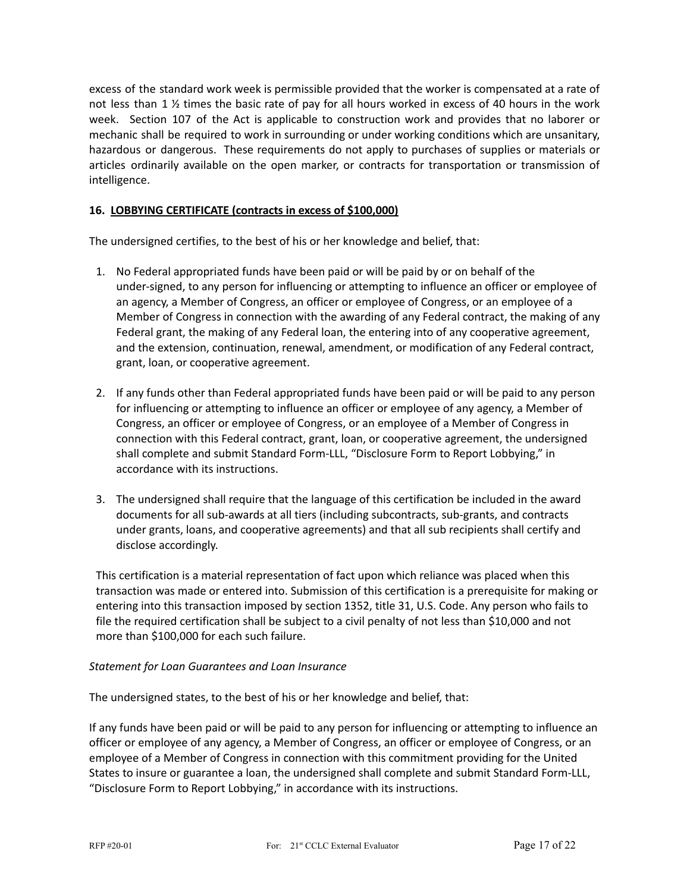excess of the standard work week is permissible provided that the worker is compensated at a rate of not less than 1 ½ times the basic rate of pay for all hours worked in excess of 40 hours in the work week. Section 107 of the Act is applicable to construction work and provides that no laborer or mechanic shall be required to work in surrounding or under working conditions which are unsanitary, hazardous or dangerous. These requirements do not apply to purchases of supplies or materials or articles ordinarily available on the open marker, or contracts for transportation or transmission of intelligence.

**16. LOBBYING CERTIFICATE (contracts in excess of $100,000)**

The undersigned certifies, to the best of his or her knowledge and belief, that:

1. No Federal appropriated funds have been paid or will be paid by or on behalf of the under-signed, to any person for influencing or attempting to influence an officer or employee of an agency, a Member of Congress, an officer or employee of Congress, or an employee of a Member of Congress in connection with the awarding of any Federal contract, the making of any Federal grant, the making of any Federal loan, the entering into of any cooperative agreement, and the extension, continuation, renewal, amendment, or modification of any Federal contract, grant, loan, or cooperative agreement.

2. If any funds other than Federal appropriated funds have been paid or will be paid to any person for influencing or attempting to influence an officer or employee of any agency, a Member of Congress, an officer or employee of Congress, or an employee of a Member of Congress in connection with this Federal contract, grant, loan, or cooperative agreement, the undersigned shall complete and submit Standard Form-LLL, "Disclosure Form to Report Lobbying," in accordance with its instructions.

3. The undersigned shall require that the language of this certification be included in the award documents for all sub-awards at all tiers (including subcontracts, sub-grants, and contracts under grants, loans, and cooperative agreements) and that all sub recipients shall certify and disclose accordingly.

This certification is a material representation of fact upon which reliance was placed when this transaction was made or entered into. Submission of this certification is a prerequisite for making or entering into this transaction imposed by section 1352, title 31, U.S. Code. Any person who fails to file the required certification shall be subject to a civil penalty of not less than $10,000 and not more than $100,000 for each such failure.

*Statement for Loan Guarantees and Loan Insurance*

The undersigned states, to the best of his or her knowledge and belief, that:

If any funds have been paid or will be paid to any person for influencing or attempting to influence an officer or employee of any agency, a Member of Congress, an officer or employee of Congress, or an employee of a Member of Congress in connection with this commitment providing for the United States to insure or guarantee a loan, the undersigned shall complete and submit Standard Form-LLL, "Disclosure Form to Report Lobbying," in accordance with its instructions.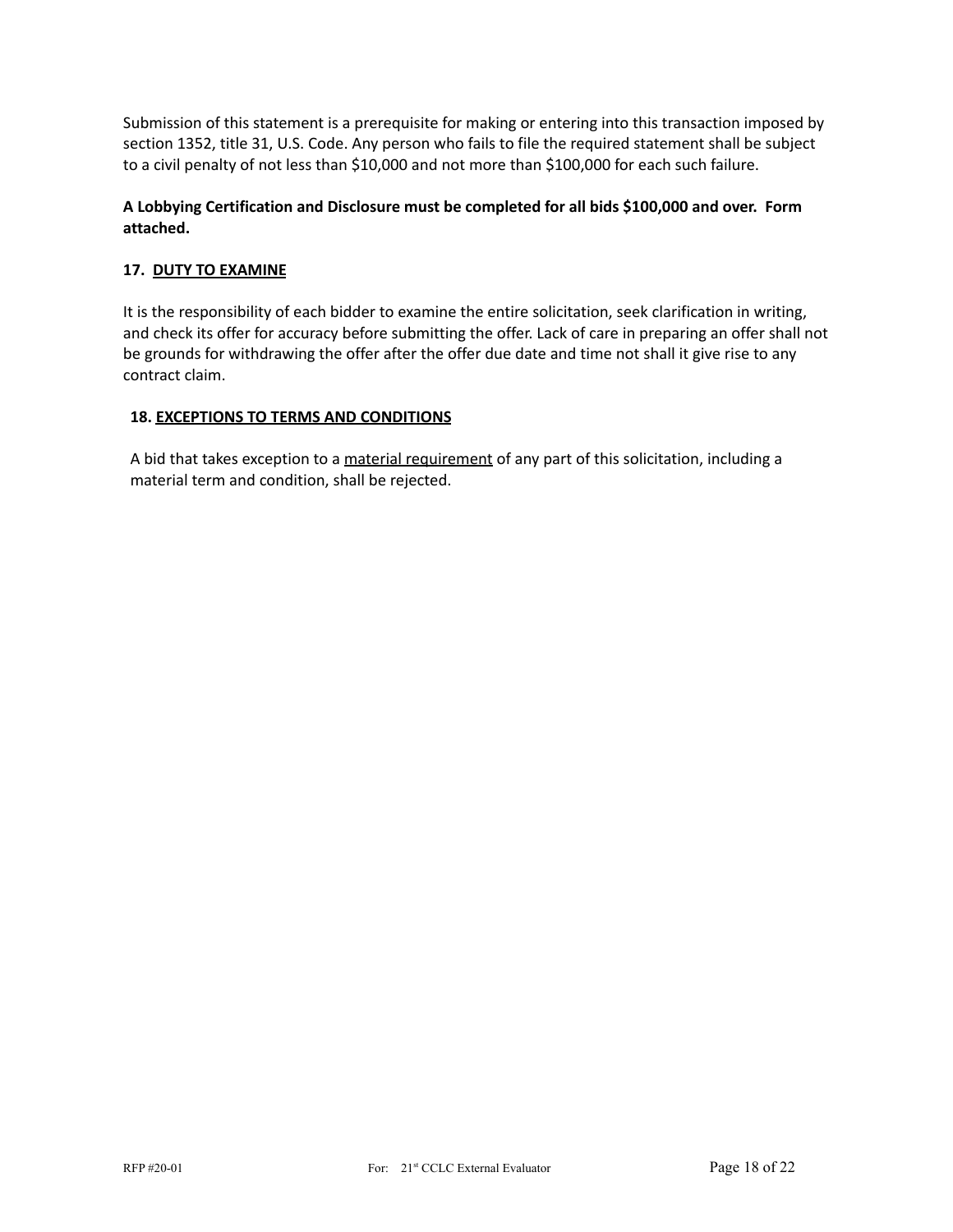Submission of this statement is a prerequisite for making or entering into this transaction imposed by section 1352, title 31, U.S. Code. Any person who fails to file the required statement shall be subject to a civil penalty of not less than $10,000 and not more than $100,000 for each such failure.

**A Lobbying Certification and Disclosure must be completed for all bids $100,000 and over. Form attached.**

**17. DUTY TO EXAMINE**

It is the responsibility of each bidder to examine the entire solicitation, seek clarification in writing, and check its offer for accuracy before submitting the offer. Lack of care in preparing an offer shall not be grounds for withdrawing the offer after the offer due date and time not shall it give rise to any contract claim.

**18. EXCEPTIONS TO TERMS AND CONDITIONS**

A bid that takes exception to a material requirement of any part of this solicitation, including a material term and condition, shall be rejected.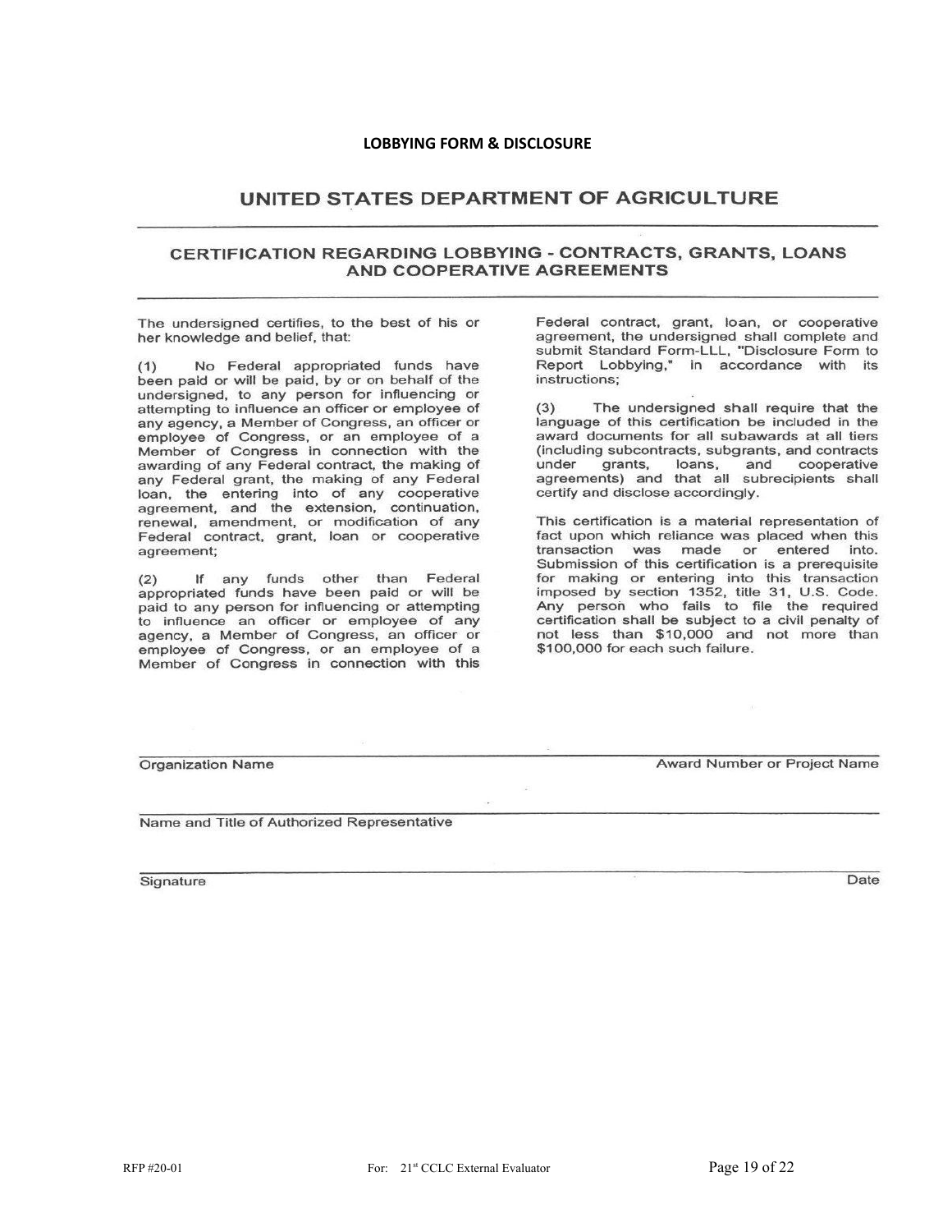**LOBBYING FORM & DISCLOSURE**

# UNITED STATES DEPARTMENT OF AGRICULTURE

## CERTIFICATION REGARDING LOBBYING - CONTRACTS, GRANTS, LOANS AND COOPERATIVE AGREEMENTS

The undersigned certifies, to the best of his or her knowledge and belief, that:

(1) No Federal appropriated funds have been paid or will be paid, by or on behalf of the undersigned, to any person for influencing or attempting to influence an officer or employee of any agency, a Member of Congress, an officer or employee of Congress, or an employee of a Member of Congress in connection with the awarding of any Federal contract, the making of any Federal grant, the making of any Federal loan, the entering into of any cooperative agreement, and the extension, continuation, renewal, amendment, or modification of any Federal contract, grant, loan or cooperative agreement;

(2) If any funds other than Federal appropriated funds have been paid or will be paid to any person for influencing or attempting to influence an officer or employee of any agency, a Member of Congress, an officer or employee of Congress, or an employee of a Member of Congress in connection with this Federal contract, grant, loan, or cooperative agreement, the undersigned shall complete and submit Standard Form-LLL, "Disclosure Form to Report Lobbying," in accordance with its instructions;

(3) The undersigned shall require that the language of this certification be included in the award documents for all subawards at all tiers (including subcontracts, subgrants, and contracts under grants, loans, and cooperative agreements) and that all subrecipients shall certify and disclose accordingly.

This certification is a material representation of fact upon which reliance was placed when this transaction was made or entered into. Submission of this certification is a prerequisite for making or entering into this transaction imposed by section 1352, title 31, U.S. Code. Any person who fails to file the required certification shall be subject to a civil penalty of not less than $10,000 and not more than $100,000 for each such failure.

______________________________________________________________________

Organization Name　　　　　　　　　　　　　　　　　　　　Award Number or Project Name

______________________________________________________________________

Name and Title of Authorized Representative

______________________________________________________________________

Signature　　　　　　　　　　　　　　　　　　　　　　　　　　　　　　Date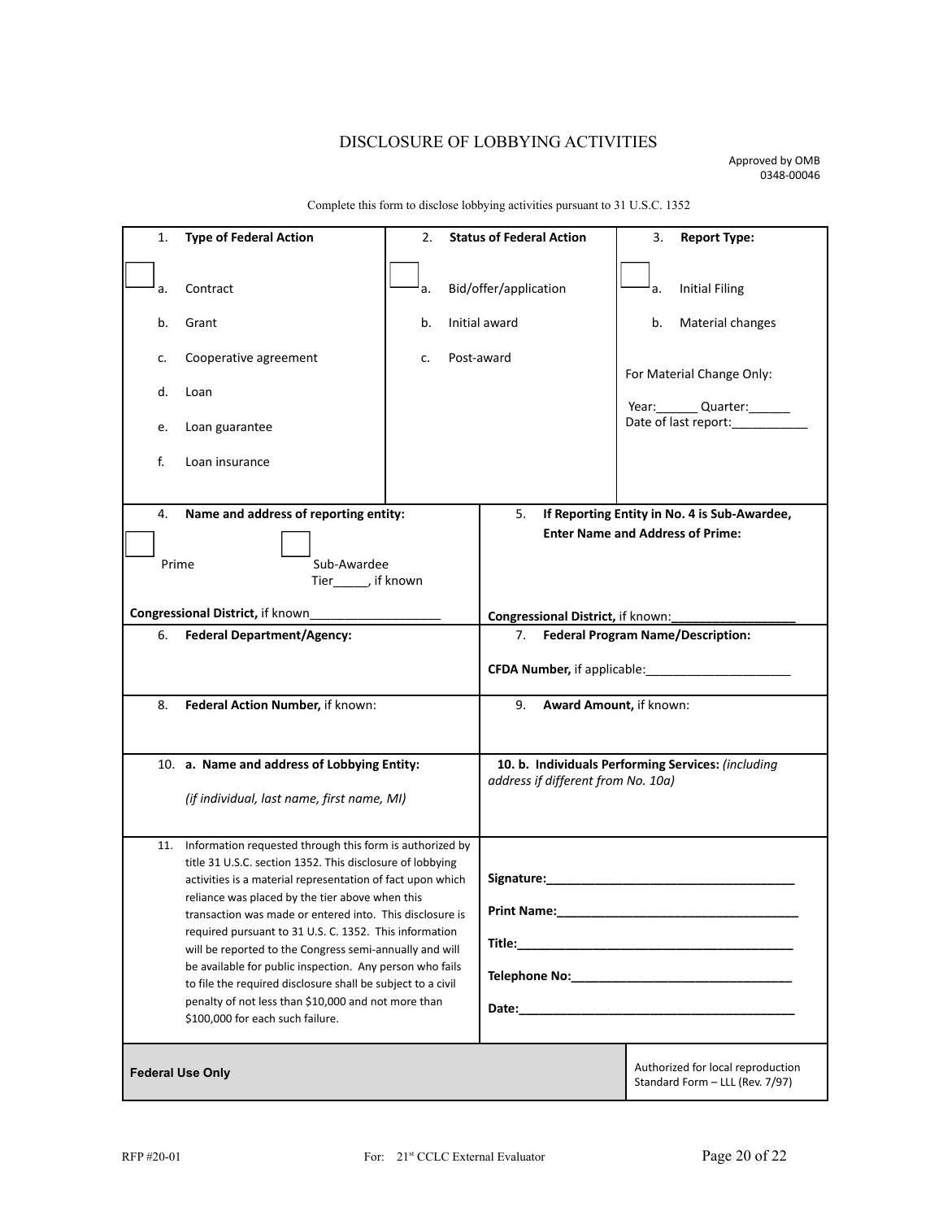# DISCLOSURE OF LOBBYING ACTIVITIES

Approved by OMB
0348-00046

Complete this form to disclose lobbying activities pursuant to 31 U.S.C. 1352

| 1. **Type of Federal Action** | 2. **Status of Federal Action** | 3. **Report Type:** |
|---|---|---|
| ☐ a. Contract<br>b. Grant<br>c. Cooperative agreement<br>d. Loan<br>e. Loan guarantee<br>f. Loan insurance | ☐ a. Bid/offer/application<br>b. Initial award<br>c. Post-award | ☐ a. Initial Filing<br>b. Material changes<br><br>For Material Change Only:<br>Year:______ Quarter:______<br>Date of last report:___________ |

| | |
|---|---|
| 4. **Name and address of reporting entity:**<br>☐ Prime ☐ Sub-Awardee Tier_____, if known<br><br>**Congressional District,** if known___________________ | 5. **If Reporting Entity in No. 4 is Sub-Awardee, Enter Name and Address of Prime:**<br><br>**Congressional District,** if known:__________________ |
| 6. **Federal Department/Agency:** | 7. **Federal Program Name/Description:**<br><br>**CFDA Number,** if applicable:_____________________ |
| 8. **Federal Action Number,** if known: | 9. **Award Amount,** if known: |
| 10. **a. Name and address of Lobbying Entity:**<br>*(if individual, last name, first name, MI)* | **10. b. Individuals Performing Services:** *(including address if different from No. 10a)* |
| 11. Information requested through this form is authorized by title 31 U.S.C. section 1352. This disclosure of lobbying activities is a material representation of fact upon which reliance was placed by the tier above when this transaction was made or entered into. This disclosure is required pursuant to 31 U.S. C. 1352. This information will be reported to the Congress semi-annually and will be available for public inspection. Any person who fails to file the required disclosure shall be subject to a civil penalty of not less than $10,000 and not more than $100,000 for each such failure. | **Signature:**_____________________________________<br><br>**Print Name:**___________________________________<br><br>**Title:**_________________________________________<br><br>**Telephone No:**_________________________________<br><br>**Date:**_________________________________________ |
| **Federal Use Only** | Authorized for local reproduction<br>Standard Form – LLL (Rev. 7/97) |

RFP #20-01 For: 21st CCLC External Evaluator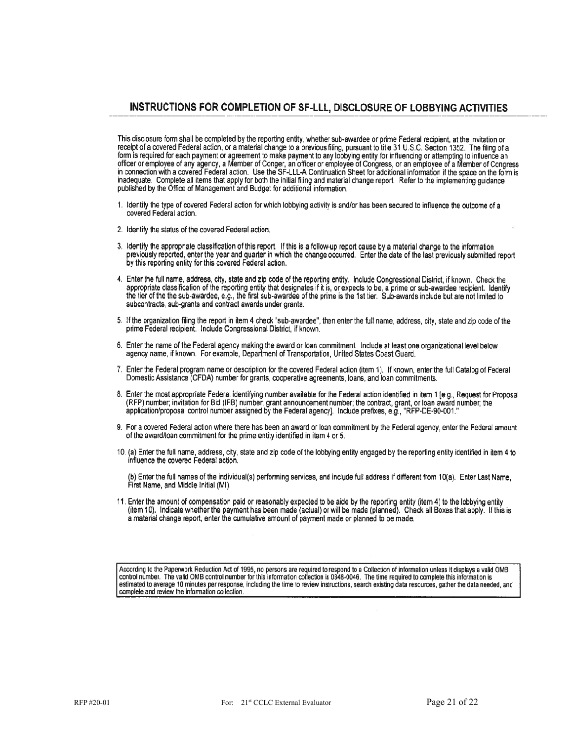## INSTRUCTIONS FOR COMPLETION OF SF-LLL, DISCLOSURE OF LOBBYING ACTIVITIES

This disclosure form shall be completed by the reporting entity, whether sub-awardee or prime Federal recipient, at the invitation or receipt of a covered Federal action, or a material change to a previous filing, pursuant to title 31 U.S.C. Section 1352. The filing of a form is required for each payment or agreement to make payment to any lobbying entity for influencing or attempting to influence an officer or employee of any agency, a Member of Conger, an officer or employee of Congress, or an employee of a Member of Congress in connection with a covered Federal action. Use the SF-LLL-A Continuation Sheet for additional information if the space on the form is inadequate. Complete all items that apply for both the initial filing and material change report. Refer to the implementing guidance published by the Office of Management and Budget for additional information.

1. Identify the type of covered Federal action for which lobbying activity is and/or has been secured to influence the outcome of a covered Federal action.
2. Identify the status of the covered Federal action.
3. Identify the appropriate classification of this report. If this is a follow-up report cause by a material change to the information previously reported, enter the year and quarter in which the change occurred. Enter the date of the last previously submitted report by this reporting entity for this covered Federal action.
4. Enter the full name, address, city, state and zip code of the reporting entity. Include Congressional District, if known. Check the appropriate classification of the reporting entity that designates if it is, or expects to be, a prime or sub-awardee recipient. Identify the tier of the the sub-awardee, e.g., the first sub-awardee of the prime is the 1st tier. Sub-awards include but are not limited to subcontracts, sub-grants and contract awards under grants.
5. If the organization filing the report in item 4 check "sub-awardee", then enter the full name, address, city, state and zip code of the prime Federal recipient. Include Congressional District, if known.
6. Enter the name of the Federal agency making the award or loan commitment. Include at least one organizational level below agency name, if known. For example, Department of Transportation, United States Coast Guard.
7. Enter the Federal program name or description for the covered Federal action (item 1). If known, enter the full Catalog of Federal Domestic Assistance (CFDA) number for grants, cooperative agreements, loans, and loan commitments.
8. Enter the most appropriate Federal identifying number available for the Federal action identified in item 1 [e.g., Request for Proposal (RFP) number; invitation for Bid (IFB) number, grant announcement number; the contract, grant, or loan award number; the application/proposal control number assigned by the Federal agency]. Include prefixes, e.g., "RFP-DE-90-001."
9. For a covered Federal action where there has been an award or loan commitment by the Federal agency, enter the Federal amount of the award/loan commitment for the prime entity identified in item 4 or 5.
10. (a) Enter the full name, address, city, state and zip code of the lobbying entity engaged by the reporting entity identified in item 4 to influence the covered Federal action.

    (b) Enter the full names of the individual(s) performing services, and include full address if different from 10(a). Enter Last Name, First Name, and Middle Initial (MI).
11. Enter the amount of compensation paid or reasonably expected to be aide by the reporting entity (item 4) to the lobbying entity (item 10). Indicate whether the payment has been made (actual) or will be made (planned). Check all Boxes that apply. If this is a material change report, enter the cumulative amount of payment made or planned to be made.

According to the Paperwork Reduction Act of 1995, no persons are required to respond to a Collection of information unless it displays a valid OMB control number. The valid OMB control number for this information collection is 0348-0046. The time required to complete this information is estimated to average 10 minutes per response, including the time to review instructions, search existing data resources, gather the data needed, and complete and review the information collection.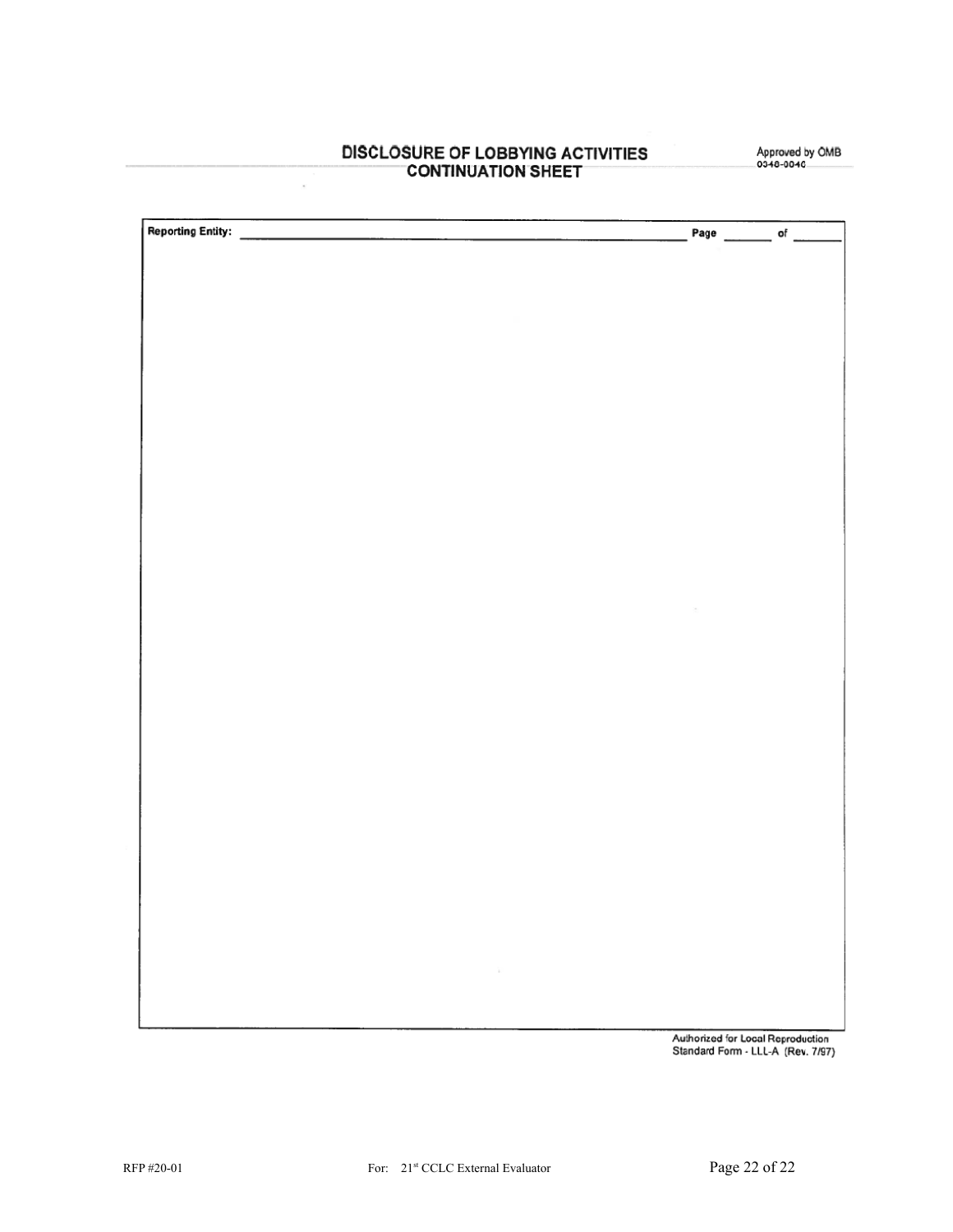# DISCLOSURE OF LOBBYING ACTIVITIES
## CONTINUATION SHEET

Approved by OMB
0348-0046

**Reporting Entity:** ______________________________ **Page** ______ **of** ______

Authorized for Local Reproduction
Standard Form - LLL-A (Rev. 7/97)